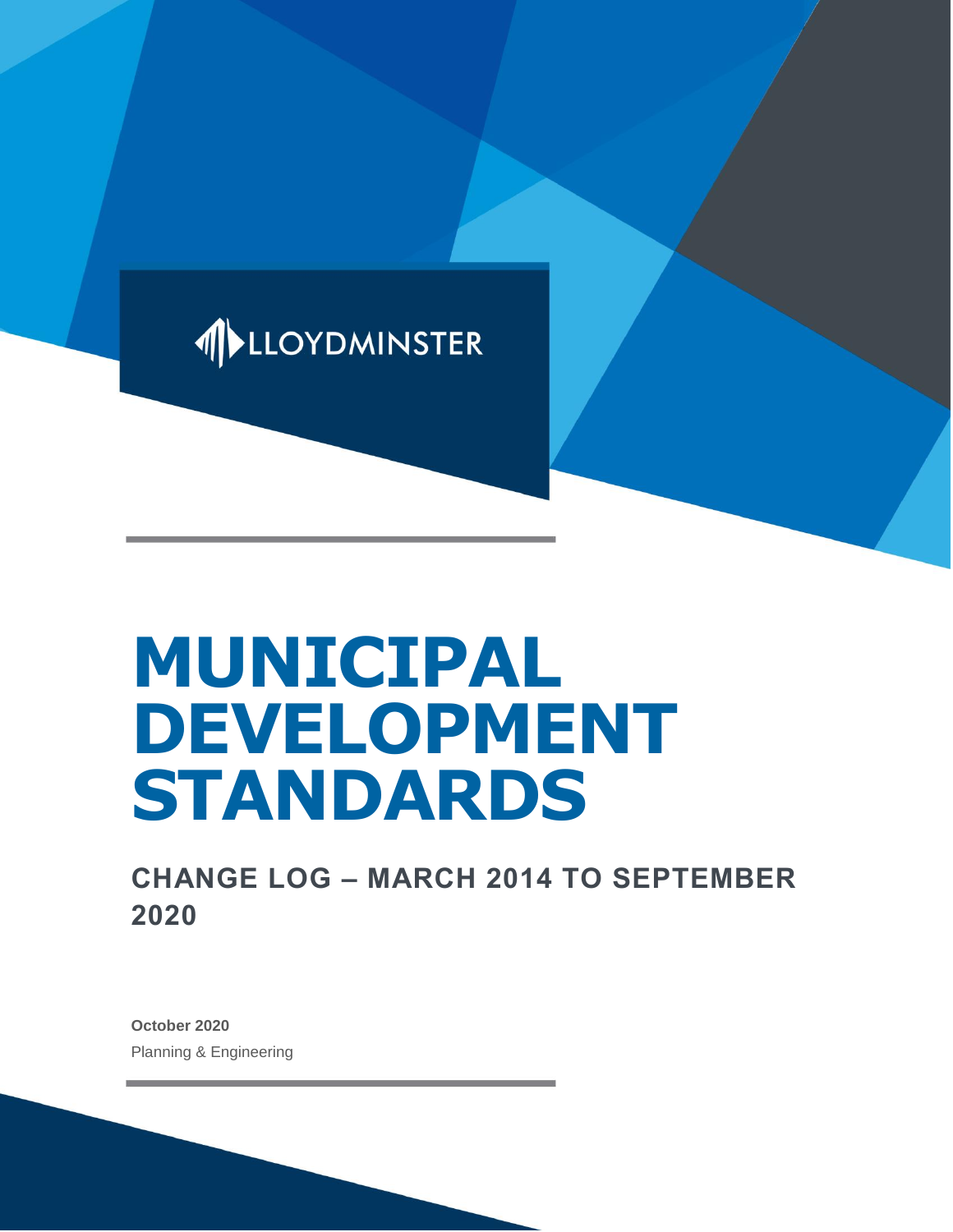LLOYDMINSTER

# MUNICIPAL DEVELOPMENT STANDARDS

## CHANGE LOG – MARCH 2014 TO SEPTEMBER 2020

**October 2020**

Planning & Engineering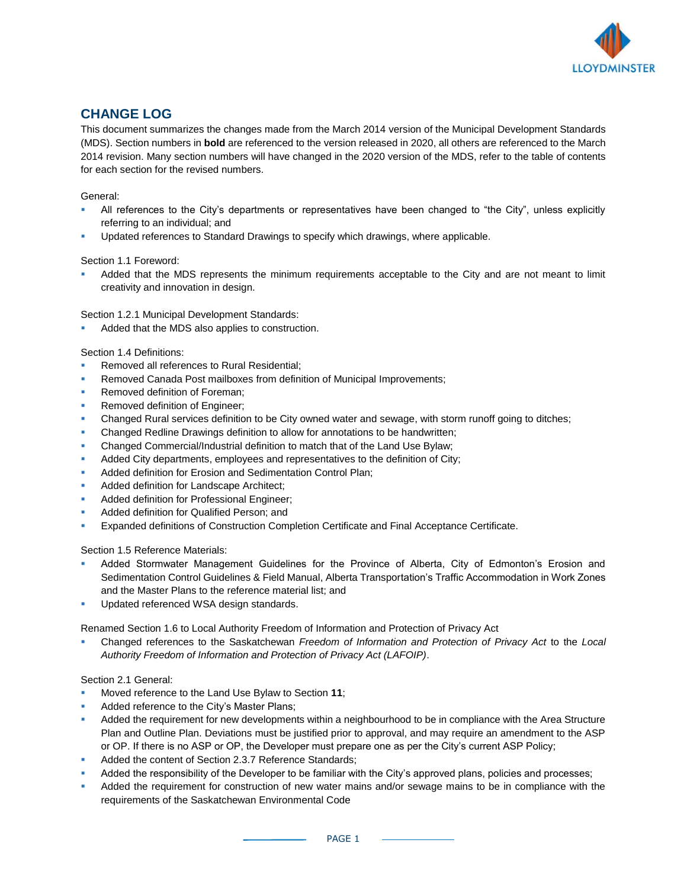## CHANGE LOG

This document summarizes the changes made from the March 2014 version of the Municipal Development Standards (MDS). Section numbers in **bold** are referenced to the version released in 2020, all others are referenced to the March 2014 revision. Many section numbers will have changed in the 2020 version of the MDS, refer to the table of contents for each section for the revised numbers.

General:

- All references to the City's departments or representatives have been changed to "the City", unless explicitly referring to an individual; and
- Updated references to Standard Drawings to specify which drawings, where applicable.

Section 1.1 Foreword:

- Added that the MDS represents the minimum requirements acceptable to the City and are not meant to limit creativity and innovation in design.

Section 1.2.1 Municipal Development Standards:

- Added that the MDS also applies to construction.

Section 1.4 Definitions:

- Removed all references to Rural Residential;
- Removed Canada Post mailboxes from definition of Municipal Improvements;
- Removed definition of Foreman;
- Removed definition of Engineer;
- Changed Rural services definition to be City owned water and sewage, with storm runoff going to ditches;
- Changed Redline Drawings definition to allow for annotations to be handwritten;
- Changed Commercial/Industrial definition to match that of the Land Use Bylaw;
- Added City departments, employees and representatives to the definition of City;
- Added definition for Erosion and Sedimentation Control Plan;
- Added definition for Landscape Architect;
- Added definition for Professional Engineer;
- Added definition for Qualified Person; and
- Expanded definitions of Construction Completion Certificate and Final Acceptance Certificate.

Section 1.5 Reference Materials:

- Added Stormwater Management Guidelines for the Province of Alberta, City of Edmonton's Erosion and Sedimentation Control Guidelines & Field Manual, Alberta Transportation's Traffic Accommodation in Work Zones and the Master Plans to the reference material list; and
- Updated referenced WSA design standards.

Renamed Section 1.6 to Local Authority Freedom of Information and Protection of Privacy Act

- Changed references to the Saskatchewan *Freedom of Information and Protection of Privacy Act* to the *Local Authority Freedom of Information and Protection of Privacy Act (LAFOIP)*.

Section 2.1 General:

- Moved reference to the Land Use Bylaw to Section **11**;
- Added reference to the City's Master Plans;
- Added the requirement for new developments within a neighbourhood to be in compliance with the Area Structure Plan and Outline Plan. Deviations must be justified prior to approval, and may require an amendment to the ASP or OP. If there is no ASP or OP, the Developer must prepare one as per the City's current ASP Policy;
- Added the content of Section 2.3.7 Reference Standards;
- Added the responsibility of the Developer to be familiar with the City's approved plans, policies and processes;
- Added the requirement for construction of new water mains and/or sewage mains to be in compliance with the requirements of the Saskatchewan Environmental Code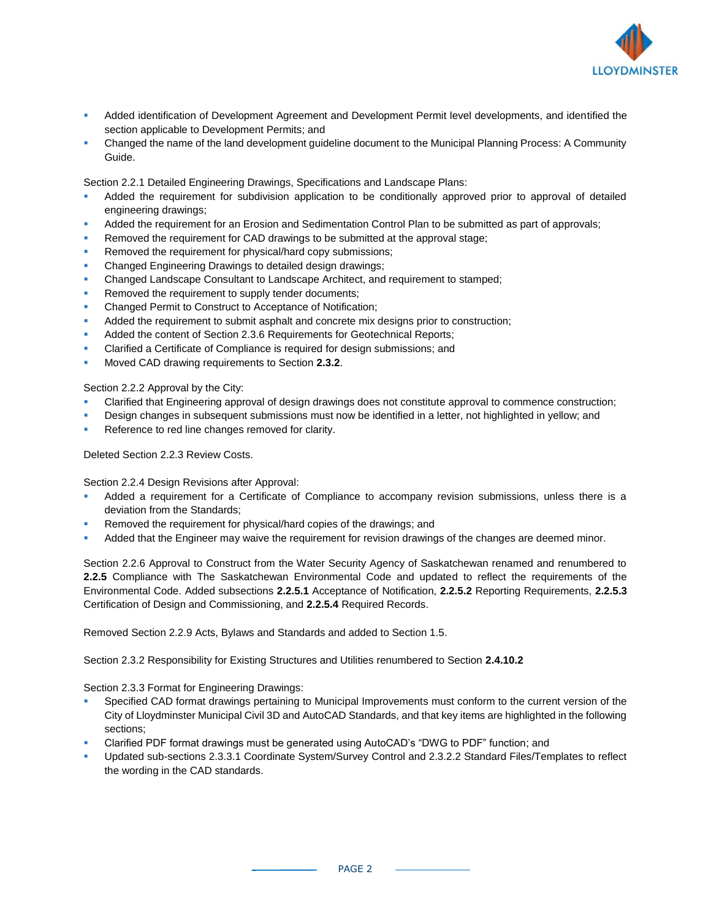- Added identification of Development Agreement and Development Permit level developments, and identified the section applicable to Development Permits; and
- Changed the name of the land development guideline document to the Municipal Planning Process: A Community Guide.

Section 2.2.1 Detailed Engineering Drawings, Specifications and Landscape Plans:

- Added the requirement for subdivision application to be conditionally approved prior to approval of detailed engineering drawings;
- Added the requirement for an Erosion and Sedimentation Control Plan to be submitted as part of approvals;
- Removed the requirement for CAD drawings to be submitted at the approval stage;
- Removed the requirement for physical/hard copy submissions;
- Changed Engineering Drawings to detailed design drawings;
- Changed Landscape Consultant to Landscape Architect, and requirement to stamped;
- Removed the requirement to supply tender documents;
- Changed Permit to Construct to Acceptance of Notification;
- Added the requirement to submit asphalt and concrete mix designs prior to construction;
- Added the content of Section 2.3.6 Requirements for Geotechnical Reports;
- Clarified a Certificate of Compliance is required for design submissions; and
- Moved CAD drawing requirements to Section **2.3.2**.

Section 2.2.2 Approval by the City:

- Clarified that Engineering approval of design drawings does not constitute approval to commence construction;
- Design changes in subsequent submissions must now be identified in a letter, not highlighted in yellow; and
- Reference to red line changes removed for clarity.

Deleted Section 2.2.3 Review Costs.

Section 2.2.4 Design Revisions after Approval:

- Added a requirement for a Certificate of Compliance to accompany revision submissions, unless there is a deviation from the Standards;
- Removed the requirement for physical/hard copies of the drawings; and
- Added that the Engineer may waive the requirement for revision drawings of the changes are deemed minor.

Section 2.2.6 Approval to Construct from the Water Security Agency of Saskatchewan renamed and renumbered to **2.2.5** Compliance with The Saskatchewan Environmental Code and updated to reflect the requirements of the Environmental Code. Added subsections **2.2.5.1** Acceptance of Notification, **2.2.5.2** Reporting Requirements, **2.2.5.3** Certification of Design and Commissioning, and **2.2.5.4** Required Records.

Removed Section 2.2.9 Acts, Bylaws and Standards and added to Section 1.5.

Section 2.3.2 Responsibility for Existing Structures and Utilities renumbered to Section **2.4.10.2**

Section 2.3.3 Format for Engineering Drawings:

- Specified CAD format drawings pertaining to Municipal Improvements must conform to the current version of the City of Lloydminster Municipal Civil 3D and AutoCAD Standards, and that key items are highlighted in the following sections;
- Clarified PDF format drawings must be generated using AutoCAD's "DWG to PDF" function; and
- Updated sub-sections 2.3.3.1 Coordinate System/Survey Control and 2.3.2.2 Standard Files/Templates to reflect the wording in the CAD standards.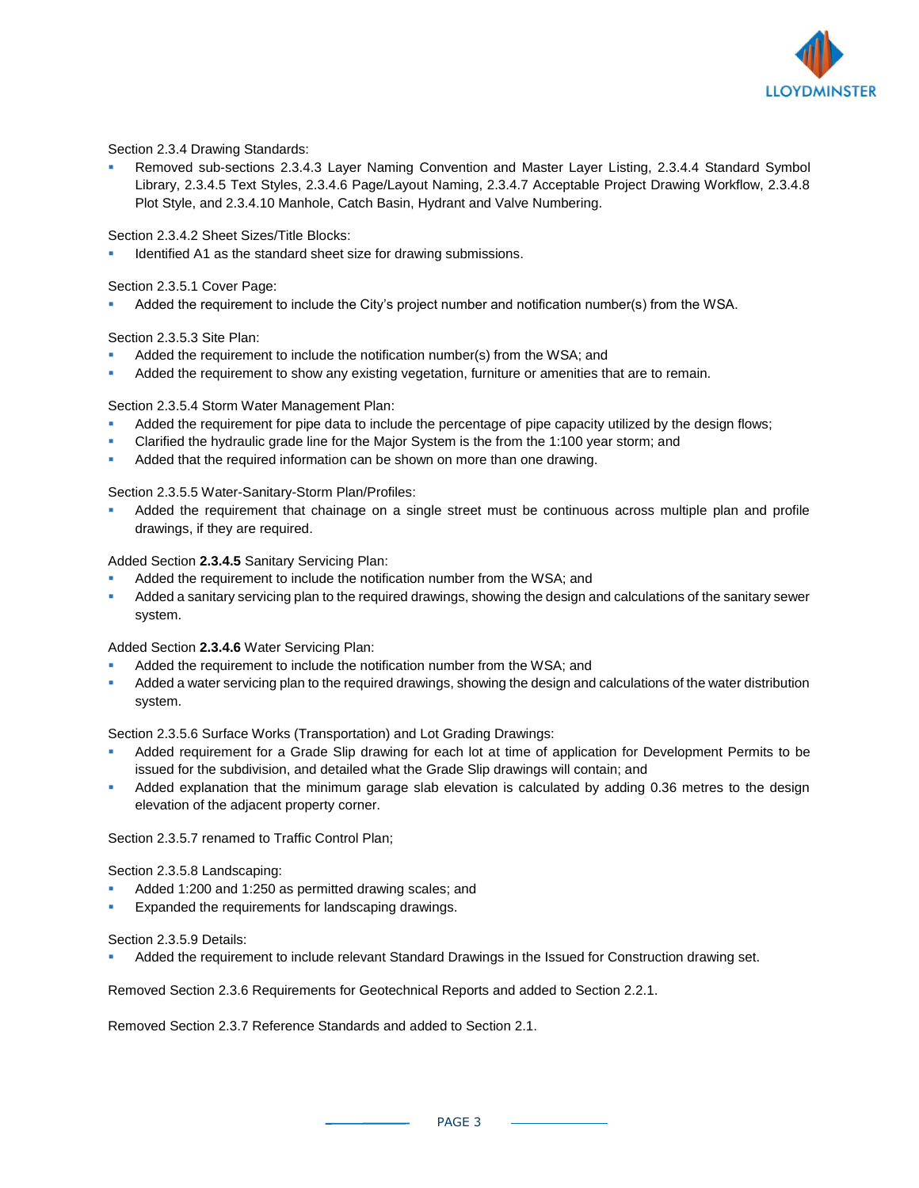Section 2.3.4 Drawing Standards:

- Removed sub-sections 2.3.4.3 Layer Naming Convention and Master Layer Listing, 2.3.4.4 Standard Symbol Library, 2.3.4.5 Text Styles, 2.3.4.6 Page/Layout Naming, 2.3.4.7 Acceptable Project Drawing Workflow, 2.3.4.8 Plot Style, and 2.3.4.10 Manhole, Catch Basin, Hydrant and Valve Numbering.

Section 2.3.4.2 Sheet Sizes/Title Blocks:

- Identified A1 as the standard sheet size for drawing submissions.

Section 2.3.5.1 Cover Page:

- Added the requirement to include the City's project number and notification number(s) from the WSA.

Section 2.3.5.3 Site Plan:

- Added the requirement to include the notification number(s) from the WSA; and
- Added the requirement to show any existing vegetation, furniture or amenities that are to remain.

Section 2.3.5.4 Storm Water Management Plan:

- Added the requirement for pipe data to include the percentage of pipe capacity utilized by the design flows;
- Clarified the hydraulic grade line for the Major System is the from the 1:100 year storm; and
- Added that the required information can be shown on more than one drawing.

Section 2.3.5.5 Water-Sanitary-Storm Plan/Profiles:

- Added the requirement that chainage on a single street must be continuous across multiple plan and profile drawings, if they are required.

Added Section **2.3.4.5** Sanitary Servicing Plan:

- Added the requirement to include the notification number from the WSA; and
- Added a sanitary servicing plan to the required drawings, showing the design and calculations of the sanitary sewer system.

Added Section **2.3.4.6** Water Servicing Plan:

- Added the requirement to include the notification number from the WSA; and
- Added a water servicing plan to the required drawings, showing the design and calculations of the water distribution system.

Section 2.3.5.6 Surface Works (Transportation) and Lot Grading Drawings:

- Added requirement for a Grade Slip drawing for each lot at time of application for Development Permits to be issued for the subdivision, and detailed what the Grade Slip drawings will contain; and
- Added explanation that the minimum garage slab elevation is calculated by adding 0.36 metres to the design elevation of the adjacent property corner.

Section 2.3.5.7 renamed to Traffic Control Plan;

Section 2.3.5.8 Landscaping:

- Added 1:200 and 1:250 as permitted drawing scales; and
- Expanded the requirements for landscaping drawings.

Section 2.3.5.9 Details:

- Added the requirement to include relevant Standard Drawings in the Issued for Construction drawing set.

Removed Section 2.3.6 Requirements for Geotechnical Reports and added to Section 2.2.1.

Removed Section 2.3.7 Reference Standards and added to Section 2.1.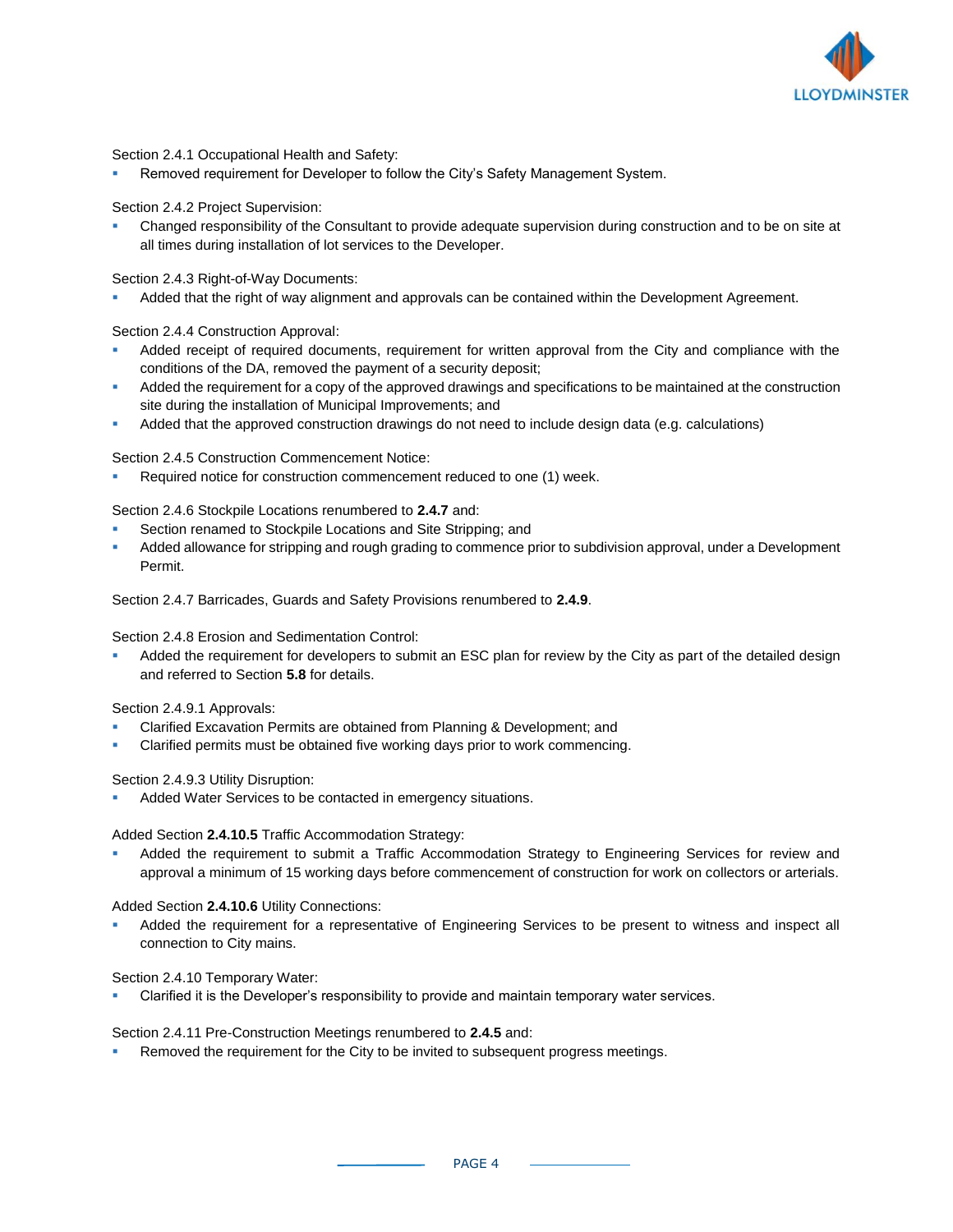Section 2.4.1 Occupational Health and Safety:

- Removed requirement for Developer to follow the City's Safety Management System.

Section 2.4.2 Project Supervision:

- Changed responsibility of the Consultant to provide adequate supervision during construction and to be on site at all times during installation of lot services to the Developer.

Section 2.4.3 Right-of-Way Documents:

- Added that the right of way alignment and approvals can be contained within the Development Agreement.

Section 2.4.4 Construction Approval:

- Added receipt of required documents, requirement for written approval from the City and compliance with the conditions of the DA, removed the payment of a security deposit;
- Added the requirement for a copy of the approved drawings and specifications to be maintained at the construction site during the installation of Municipal Improvements; and
- Added that the approved construction drawings do not need to include design data (e.g. calculations)

Section 2.4.5 Construction Commencement Notice:

- Required notice for construction commencement reduced to one (1) week.

Section 2.4.6 Stockpile Locations renumbered to **2.4.7** and:

- Section renamed to Stockpile Locations and Site Stripping; and
- Added allowance for stripping and rough grading to commence prior to subdivision approval, under a Development Permit.

Section 2.4.7 Barricades, Guards and Safety Provisions renumbered to **2.4.9**.

Section 2.4.8 Erosion and Sedimentation Control:

- Added the requirement for developers to submit an ESC plan for review by the City as part of the detailed design and referred to Section **5.8** for details.

Section 2.4.9.1 Approvals:

- Clarified Excavation Permits are obtained from Planning & Development; and
- Clarified permits must be obtained five working days prior to work commencing.

Section 2.4.9.3 Utility Disruption:

- Added Water Services to be contacted in emergency situations.

Added Section **2.4.10.5** Traffic Accommodation Strategy:

- Added the requirement to submit a Traffic Accommodation Strategy to Engineering Services for review and approval a minimum of 15 working days before commencement of construction for work on collectors or arterials.

Added Section **2.4.10.6** Utility Connections:

- Added the requirement for a representative of Engineering Services to be present to witness and inspect all connection to City mains.

Section 2.4.10 Temporary Water:

- Clarified it is the Developer's responsibility to provide and maintain temporary water services.

Section 2.4.11 Pre-Construction Meetings renumbered to **2.4.5** and:

- Removed the requirement for the City to be invited to subsequent progress meetings.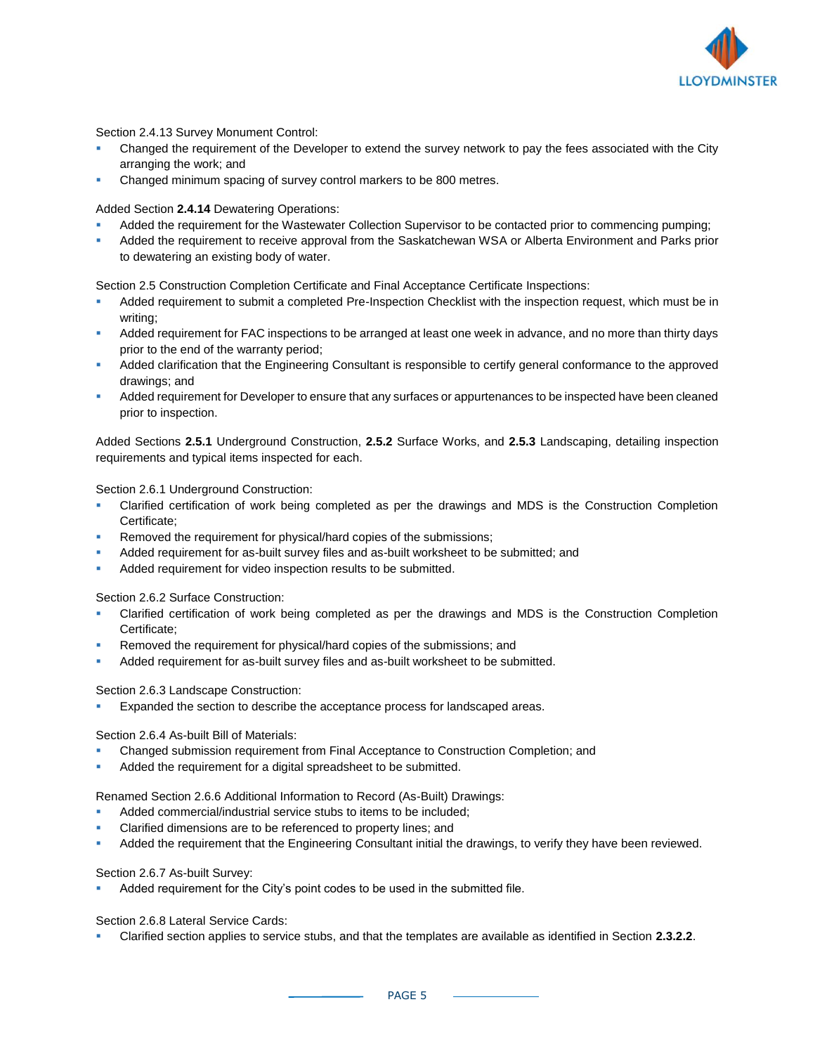Section 2.4.13 Survey Monument Control:

- Changed the requirement of the Developer to extend the survey network to pay the fees associated with the City arranging the work; and
- Changed minimum spacing of survey control markers to be 800 metres.

Added Section **2.4.14** Dewatering Operations:

- Added the requirement for the Wastewater Collection Supervisor to be contacted prior to commencing pumping;
- Added the requirement to receive approval from the Saskatchewan WSA or Alberta Environment and Parks prior to dewatering an existing body of water.

Section 2.5 Construction Completion Certificate and Final Acceptance Certificate Inspections:

- Added requirement to submit a completed Pre-Inspection Checklist with the inspection request, which must be in writing;
- Added requirement for FAC inspections to be arranged at least one week in advance, and no more than thirty days prior to the end of the warranty period;
- Added clarification that the Engineering Consultant is responsible to certify general conformance to the approved drawings; and
- Added requirement for Developer to ensure that any surfaces or appurtenances to be inspected have been cleaned prior to inspection.

Added Sections **2.5.1** Underground Construction, **2.5.2** Surface Works, and **2.5.3** Landscaping, detailing inspection requirements and typical items inspected for each.

Section 2.6.1 Underground Construction:

- Clarified certification of work being completed as per the drawings and MDS is the Construction Completion Certificate;
- Removed the requirement for physical/hard copies of the submissions;
- Added requirement for as-built survey files and as-built worksheet to be submitted; and
- Added requirement for video inspection results to be submitted.

Section 2.6.2 Surface Construction:

- Clarified certification of work being completed as per the drawings and MDS is the Construction Completion Certificate;
- Removed the requirement for physical/hard copies of the submissions; and
- Added requirement for as-built survey files and as-built worksheet to be submitted.

Section 2.6.3 Landscape Construction:

- Expanded the section to describe the acceptance process for landscaped areas.

Section 2.6.4 As-built Bill of Materials:

- Changed submission requirement from Final Acceptance to Construction Completion; and
- Added the requirement for a digital spreadsheet to be submitted.

Renamed Section 2.6.6 Additional Information to Record (As-Built) Drawings:

- Added commercial/industrial service stubs to items to be included;
- Clarified dimensions are to be referenced to property lines; and
- Added the requirement that the Engineering Consultant initial the drawings, to verify they have been reviewed.

Section 2.6.7 As-built Survey:

- Added requirement for the City's point codes to be used in the submitted file.

Section 2.6.8 Lateral Service Cards:

- Clarified section applies to service stubs, and that the templates are available as identified in Section **2.3.2.2**.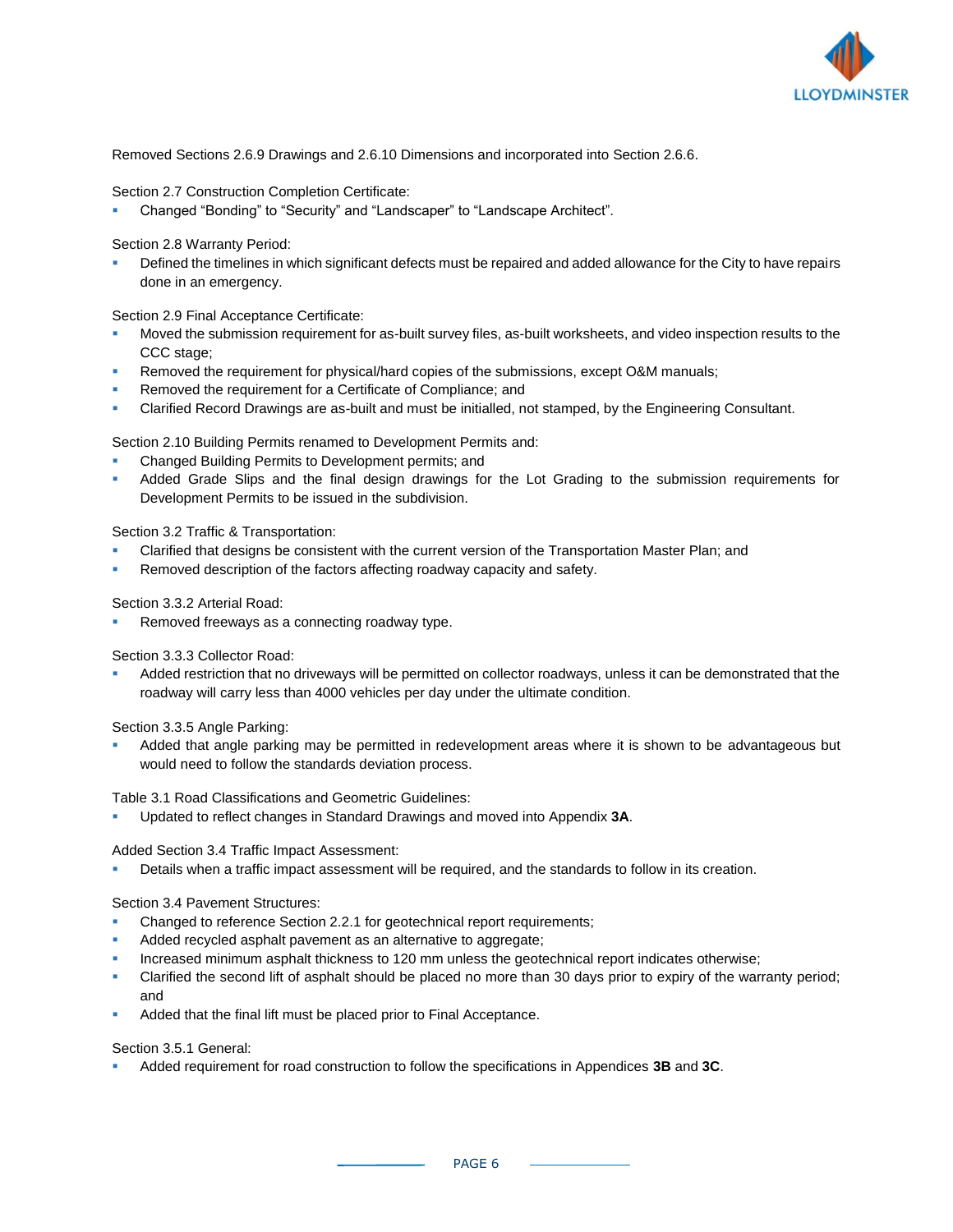Removed Sections 2.6.9 Drawings and 2.6.10 Dimensions and incorporated into Section 2.6.6.

Section 2.7 Construction Completion Certificate:

- Changed “Bonding” to “Security” and “Landscaper” to “Landscape Architect”.

Section 2.8 Warranty Period:

- Defined the timelines in which significant defects must be repaired and added allowance for the City to have repairs done in an emergency.

Section 2.9 Final Acceptance Certificate:

- Moved the submission requirement for as-built survey files, as-built worksheets, and video inspection results to the CCC stage;
- Removed the requirement for physical/hard copies of the submissions, except O&M manuals;
- Removed the requirement for a Certificate of Compliance; and
- Clarified Record Drawings are as-built and must be initialled, not stamped, by the Engineering Consultant.

Section 2.10 Building Permits renamed to Development Permits and:

- Changed Building Permits to Development permits; and
- Added Grade Slips and the final design drawings for the Lot Grading to the submission requirements for Development Permits to be issued in the subdivision.

Section 3.2 Traffic & Transportation:

- Clarified that designs be consistent with the current version of the Transportation Master Plan; and
- Removed description of the factors affecting roadway capacity and safety.

Section 3.3.2 Arterial Road:

- Removed freeways as a connecting roadway type.

Section 3.3.3 Collector Road:

- Added restriction that no driveways will be permitted on collector roadways, unless it can be demonstrated that the roadway will carry less than 4000 vehicles per day under the ultimate condition.

Section 3.3.5 Angle Parking:

- Added that angle parking may be permitted in redevelopment areas where it is shown to be advantageous but would need to follow the standards deviation process.

Table 3.1 Road Classifications and Geometric Guidelines:

- Updated to reflect changes in Standard Drawings and moved into Appendix **3A**.

Added Section 3.4 Traffic Impact Assessment:

- Details when a traffic impact assessment will be required, and the standards to follow in its creation.

Section 3.4 Pavement Structures:

- Changed to reference Section 2.2.1 for geotechnical report requirements;
- Added recycled asphalt pavement as an alternative to aggregate;
- Increased minimum asphalt thickness to 120 mm unless the geotechnical report indicates otherwise;
- Clarified the second lift of asphalt should be placed no more than 30 days prior to expiry of the warranty period; and
- Added that the final lift must be placed prior to Final Acceptance.

Section 3.5.1 General:

- Added requirement for road construction to follow the specifications in Appendices **3B** and **3C**.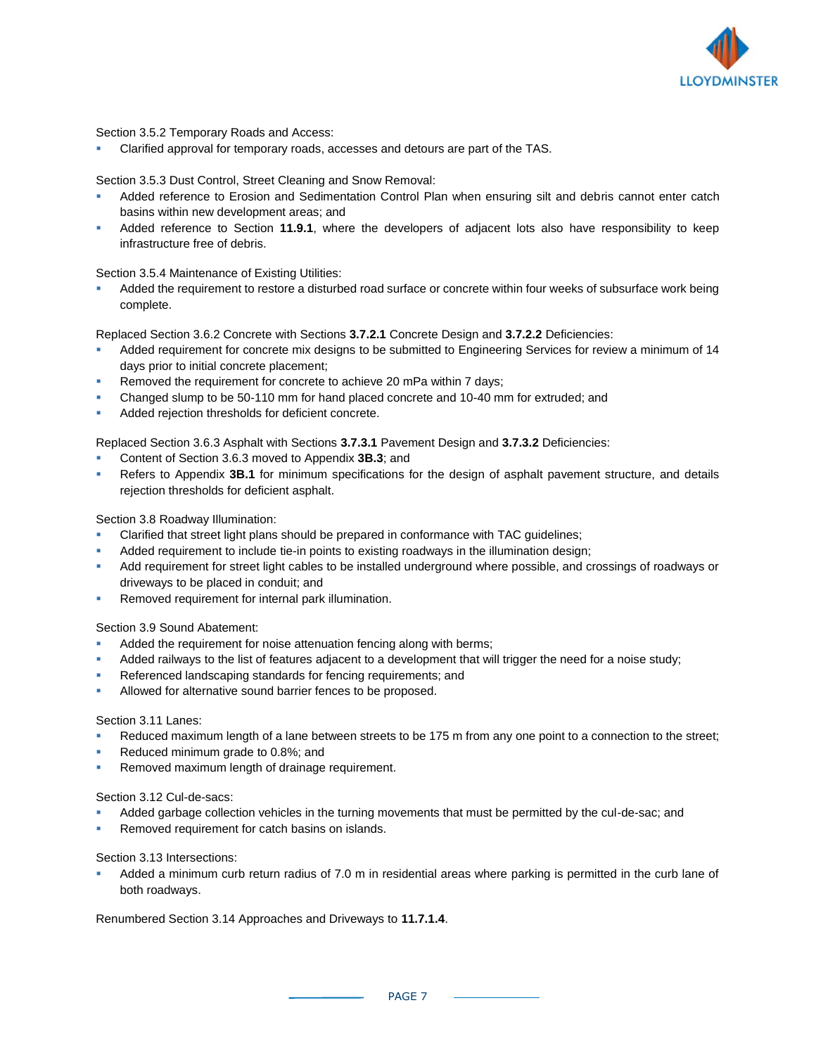Section 3.5.2 Temporary Roads and Access:

- Clarified approval for temporary roads, accesses and detours are part of the TAS.

Section 3.5.3 Dust Control, Street Cleaning and Snow Removal:

- Added reference to Erosion and Sedimentation Control Plan when ensuring silt and debris cannot enter catch basins within new development areas; and
- Added reference to Section **11.9.1**, where the developers of adjacent lots also have responsibility to keep infrastructure free of debris.

Section 3.5.4 Maintenance of Existing Utilities:

- Added the requirement to restore a disturbed road surface or concrete within four weeks of subsurface work being complete.

Replaced Section 3.6.2 Concrete with Sections **3.7.2.1** Concrete Design and **3.7.2.2** Deficiencies:

- Added requirement for concrete mix designs to be submitted to Engineering Services for review a minimum of 14 days prior to initial concrete placement;
- Removed the requirement for concrete to achieve 20 mPa within 7 days;
- Changed slump to be 50-110 mm for hand placed concrete and 10-40 mm for extruded; and
- Added rejection thresholds for deficient concrete.

Replaced Section 3.6.3 Asphalt with Sections **3.7.3.1** Pavement Design and **3.7.3.2** Deficiencies:

- Content of Section 3.6.3 moved to Appendix **3B.3**; and
- Refers to Appendix **3B.1** for minimum specifications for the design of asphalt pavement structure, and details rejection thresholds for deficient asphalt.

Section 3.8 Roadway Illumination:

- Clarified that street light plans should be prepared in conformance with TAC guidelines;
- Added requirement to include tie-in points to existing roadways in the illumination design;
- Add requirement for street light cables to be installed underground where possible, and crossings of roadways or driveways to be placed in conduit; and
- Removed requirement for internal park illumination.

Section 3.9 Sound Abatement:

- Added the requirement for noise attenuation fencing along with berms;
- Added railways to the list of features adjacent to a development that will trigger the need for a noise study;
- Referenced landscaping standards for fencing requirements; and
- Allowed for alternative sound barrier fences to be proposed.

Section 3.11 Lanes:

- Reduced maximum length of a lane between streets to be 175 m from any one point to a connection to the street;
- Reduced minimum grade to 0.8%; and
- Removed maximum length of drainage requirement.

Section 3.12 Cul-de-sacs:

- Added garbage collection vehicles in the turning movements that must be permitted by the cul-de-sac; and
- Removed requirement for catch basins on islands.

Section 3.13 Intersections:

- Added a minimum curb return radius of 7.0 m in residential areas where parking is permitted in the curb lane of both roadways.

Renumbered Section 3.14 Approaches and Driveways to **11.7.1.4**.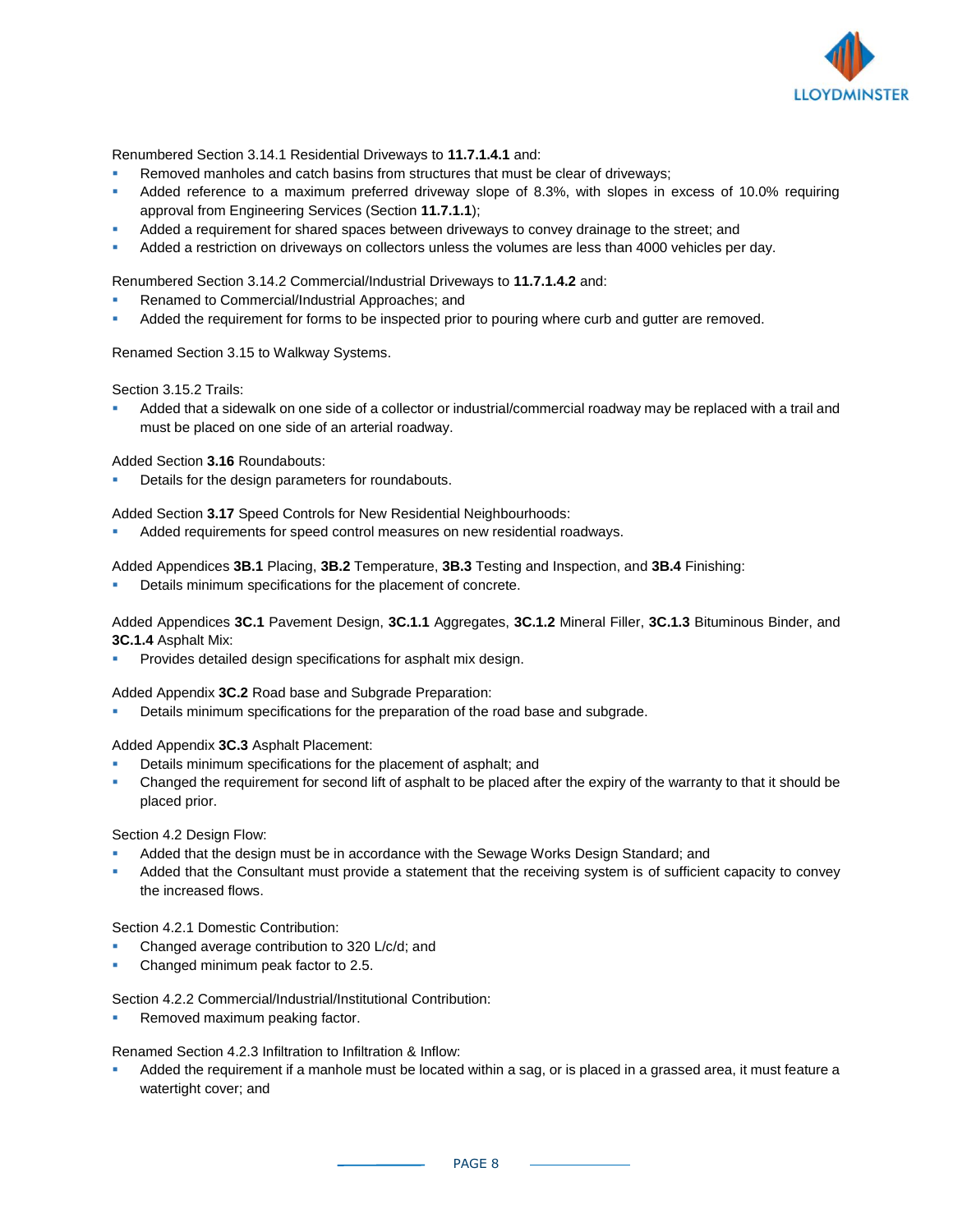Renumbered Section 3.14.1 Residential Driveways to **11.7.1.4.1** and:

- Removed manholes and catch basins from structures that must be clear of driveways;
- Added reference to a maximum preferred driveway slope of 8.3%, with slopes in excess of 10.0% requiring approval from Engineering Services (Section **11.7.1.1**);
- Added a requirement for shared spaces between driveways to convey drainage to the street; and
- Added a restriction on driveways on collectors unless the volumes are less than 4000 vehicles per day.

Renumbered Section 3.14.2 Commercial/Industrial Driveways to **11.7.1.4.2** and:

- Renamed to Commercial/Industrial Approaches; and
- Added the requirement for forms to be inspected prior to pouring where curb and gutter are removed.

Renamed Section 3.15 to Walkway Systems.

Section 3.15.2 Trails:

- Added that a sidewalk on one side of a collector or industrial/commercial roadway may be replaced with a trail and must be placed on one side of an arterial roadway.

Added Section **3.16** Roundabouts:

- Details for the design parameters for roundabouts.

Added Section **3.17** Speed Controls for New Residential Neighbourhoods:

- Added requirements for speed control measures on new residential roadways.

Added Appendices **3B.1** Placing, **3B.2** Temperature, **3B.3** Testing and Inspection, and **3B.4** Finishing:

- Details minimum specifications for the placement of concrete.

Added Appendices **3C.1** Pavement Design, **3C.1.1** Aggregates, **3C.1.2** Mineral Filler, **3C.1.3** Bituminous Binder, and **3C.1.4** Asphalt Mix:

- Provides detailed design specifications for asphalt mix design.

Added Appendix **3C.2** Road base and Subgrade Preparation:

- Details minimum specifications for the preparation of the road base and subgrade.

Added Appendix **3C.3** Asphalt Placement:

- Details minimum specifications for the placement of asphalt; and
- Changed the requirement for second lift of asphalt to be placed after the expiry of the warranty to that it should be placed prior.

Section 4.2 Design Flow:

- Added that the design must be in accordance with the Sewage Works Design Standard; and
- Added that the Consultant must provide a statement that the receiving system is of sufficient capacity to convey the increased flows.

Section 4.2.1 Domestic Contribution:

- Changed average contribution to 320 L/c/d; and
- Changed minimum peak factor to 2.5.

Section 4.2.2 Commercial/Industrial/Institutional Contribution:

- Removed maximum peaking factor.

Renamed Section 4.2.3 Infiltration to Infiltration & Inflow:

- Added the requirement if a manhole must be located within a sag, or is placed in a grassed area, it must feature a watertight cover; and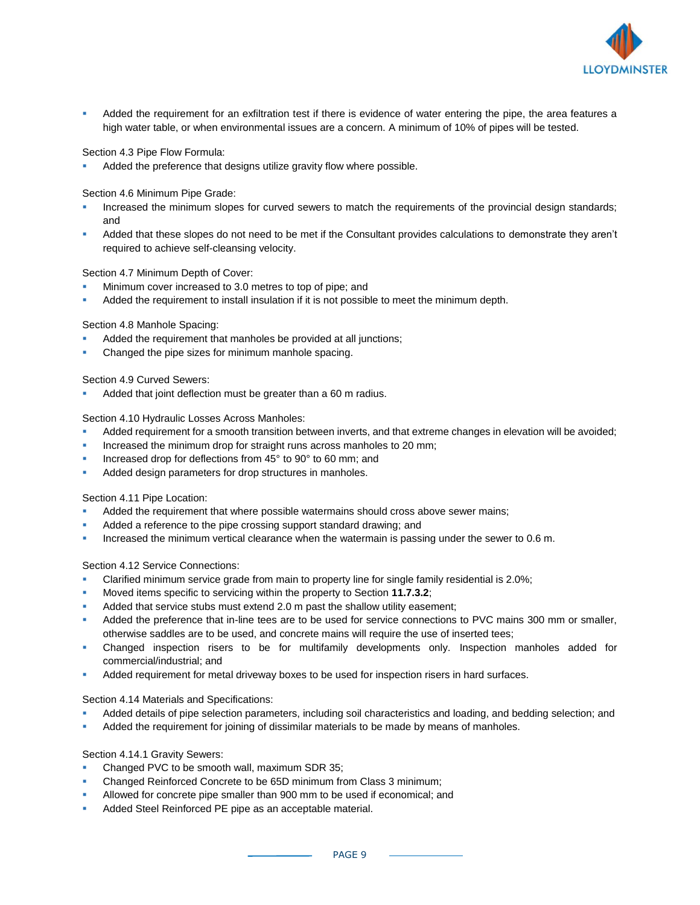- Added the requirement for an exfiltration test if there is evidence of water entering the pipe, the area features a high water table, or when environmental issues are a concern. A minimum of 10% of pipes will be tested.

Section 4.3 Pipe Flow Formula:

- Added the preference that designs utilize gravity flow where possible.

Section 4.6 Minimum Pipe Grade:

- Increased the minimum slopes for curved sewers to match the requirements of the provincial design standards; and
- Added that these slopes do not need to be met if the Consultant provides calculations to demonstrate they aren't required to achieve self-cleansing velocity.

Section 4.7 Minimum Depth of Cover:

- Minimum cover increased to 3.0 metres to top of pipe; and
- Added the requirement to install insulation if it is not possible to meet the minimum depth.

Section 4.8 Manhole Spacing:

- Added the requirement that manholes be provided at all junctions;
- Changed the pipe sizes for minimum manhole spacing.

Section 4.9 Curved Sewers:

- Added that joint deflection must be greater than a 60 m radius.

Section 4.10 Hydraulic Losses Across Manholes:

- Added requirement for a smooth transition between inverts, and that extreme changes in elevation will be avoided;
- Increased the minimum drop for straight runs across manholes to 20 mm;
- Increased drop for deflections from 45° to 90° to 60 mm; and
- Added design parameters for drop structures in manholes.

Section 4.11 Pipe Location:

- Added the requirement that where possible watermains should cross above sewer mains;
- Added a reference to the pipe crossing support standard drawing; and
- Increased the minimum vertical clearance when the watermain is passing under the sewer to 0.6 m.

Section 4.12 Service Connections:

- Clarified minimum service grade from main to property line for single family residential is 2.0%;
- Moved items specific to servicing within the property to Section **11.7.3.2**;
- Added that service stubs must extend 2.0 m past the shallow utility easement;
- Added the preference that in-line tees are to be used for service connections to PVC mains 300 mm or smaller, otherwise saddles are to be used, and concrete mains will require the use of inserted tees;
- Changed inspection risers to be for multifamily developments only. Inspection manholes added for commercial/industrial; and
- Added requirement for metal driveway boxes to be used for inspection risers in hard surfaces.

Section 4.14 Materials and Specifications:

- Added details of pipe selection parameters, including soil characteristics and loading, and bedding selection; and
- Added the requirement for joining of dissimilar materials to be made by means of manholes.

Section 4.14.1 Gravity Sewers:

- Changed PVC to be smooth wall, maximum SDR 35;
- Changed Reinforced Concrete to be 65D minimum from Class 3 minimum;
- Allowed for concrete pipe smaller than 900 mm to be used if economical; and
- Added Steel Reinforced PE pipe as an acceptable material.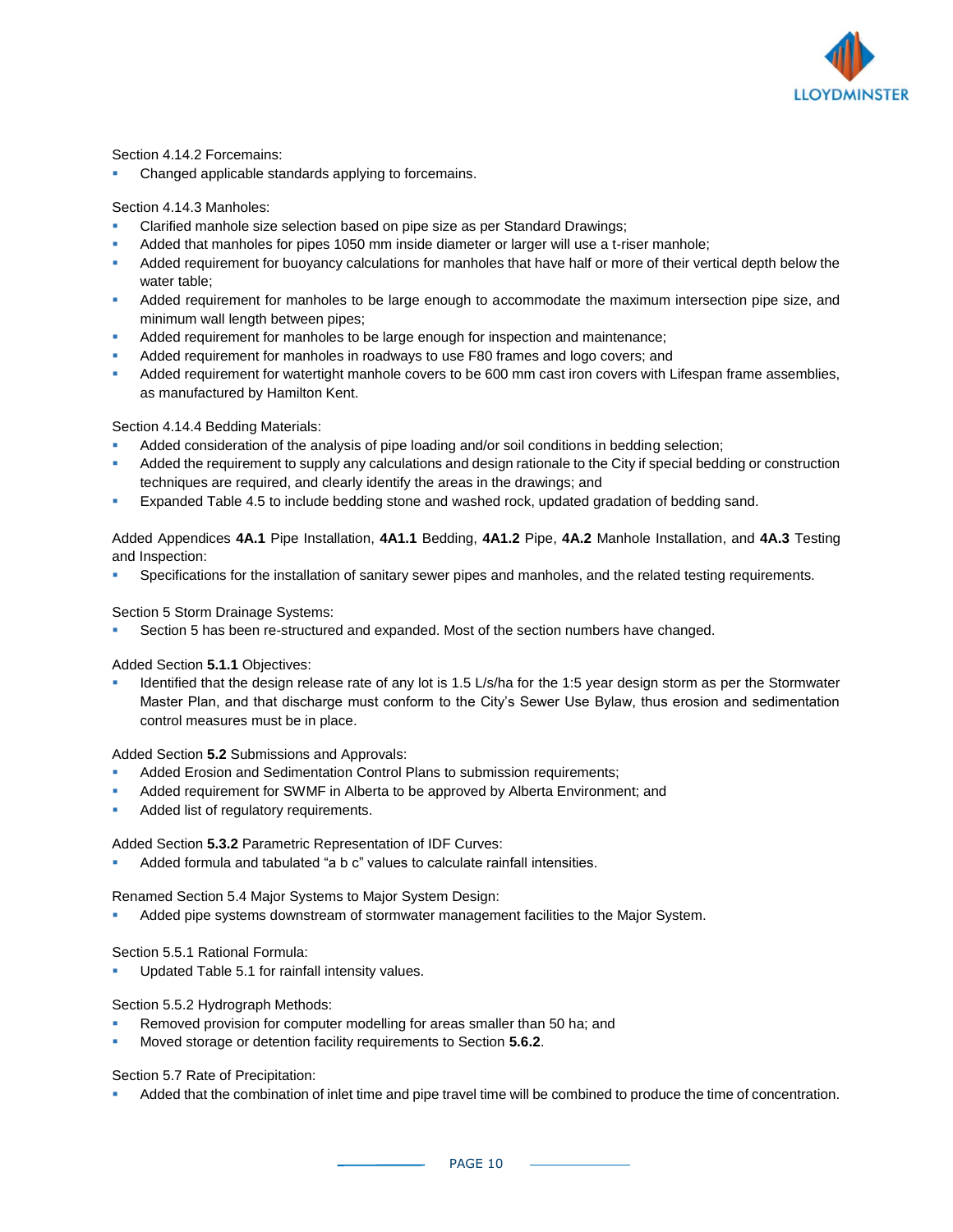Section 4.14.2 Forcemains:

- Changed applicable standards applying to forcemains.

Section 4.14.3 Manholes:

- Clarified manhole size selection based on pipe size as per Standard Drawings;
- Added that manholes for pipes 1050 mm inside diameter or larger will use a t-riser manhole;
- Added requirement for buoyancy calculations for manholes that have half or more of their vertical depth below the water table;
- Added requirement for manholes to be large enough to accommodate the maximum intersection pipe size, and minimum wall length between pipes;
- Added requirement for manholes to be large enough for inspection and maintenance;
- Added requirement for manholes in roadways to use F80 frames and logo covers; and
- Added requirement for watertight manhole covers to be 600 mm cast iron covers with Lifespan frame assemblies, as manufactured by Hamilton Kent.

Section 4.14.4 Bedding Materials:

- Added consideration of the analysis of pipe loading and/or soil conditions in bedding selection;
- Added the requirement to supply any calculations and design rationale to the City if special bedding or construction techniques are required, and clearly identify the areas in the drawings; and
- Expanded Table 4.5 to include bedding stone and washed rock, updated gradation of bedding sand.

Added Appendices **4A.1** Pipe Installation, **4A1.1** Bedding, **4A1.2** Pipe, **4A.2** Manhole Installation, and **4A.3** Testing and Inspection:

- Specifications for the installation of sanitary sewer pipes and manholes, and the related testing requirements.

Section 5 Storm Drainage Systems:

- Section 5 has been re-structured and expanded. Most of the section numbers have changed.

Added Section **5.1.1** Objectives:

- Identified that the design release rate of any lot is 1.5 L/s/ha for the 1:5 year design storm as per the Stormwater Master Plan, and that discharge must conform to the City's Sewer Use Bylaw, thus erosion and sedimentation control measures must be in place.

Added Section **5.2** Submissions and Approvals:

- Added Erosion and Sedimentation Control Plans to submission requirements;
- Added requirement for SWMF in Alberta to be approved by Alberta Environment; and
- Added list of regulatory requirements.

Added Section **5.3.2** Parametric Representation of IDF Curves:

- Added formula and tabulated "a b c" values to calculate rainfall intensities.

Renamed Section 5.4 Major Systems to Major System Design:

- Added pipe systems downstream of stormwater management facilities to the Major System.

Section 5.5.1 Rational Formula:

- Updated Table 5.1 for rainfall intensity values.

Section 5.5.2 Hydrograph Methods:

- Removed provision for computer modelling for areas smaller than 50 ha; and
- Moved storage or detention facility requirements to Section **5.6.2**.

Section 5.7 Rate of Precipitation:

- Added that the combination of inlet time and pipe travel time will be combined to produce the time of concentration.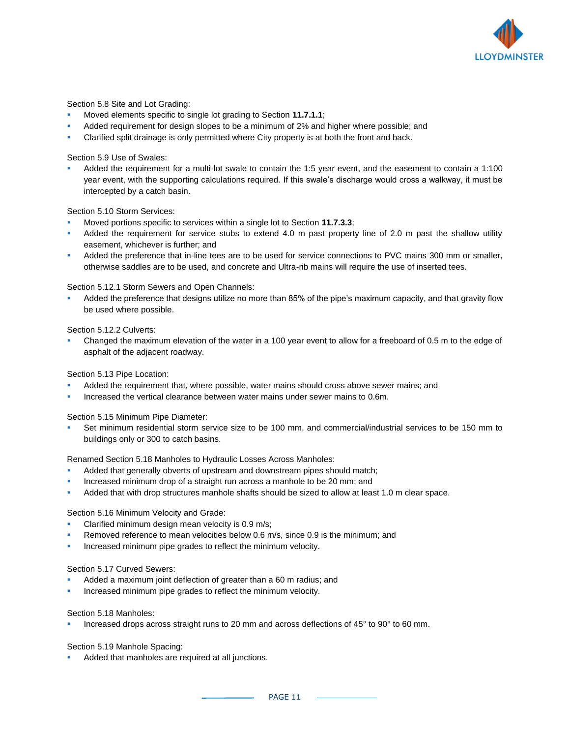Section 5.8 Site and Lot Grading:

- Moved elements specific to single lot grading to Section **11.7.1.1**;
- Added requirement for design slopes to be a minimum of 2% and higher where possible; and
- Clarified split drainage is only permitted where City property is at both the front and back.

Section 5.9 Use of Swales:

- Added the requirement for a multi-lot swale to contain the 1:5 year event, and the easement to contain a 1:100 year event, with the supporting calculations required. If this swale's discharge would cross a walkway, it must be intercepted by a catch basin.

Section 5.10 Storm Services:

- Moved portions specific to services within a single lot to Section **11.7.3.3**;
- Added the requirement for service stubs to extend 4.0 m past property line of 2.0 m past the shallow utility easement, whichever is further; and
- Added the preference that in-line tees are to be used for service connections to PVC mains 300 mm or smaller, otherwise saddles are to be used, and concrete and Ultra-rib mains will require the use of inserted tees.

Section 5.12.1 Storm Sewers and Open Channels:

- Added the preference that designs utilize no more than 85% of the pipe's maximum capacity, and that gravity flow be used where possible.

Section 5.12.2 Culverts:

- Changed the maximum elevation of the water in a 100 year event to allow for a freeboard of 0.5 m to the edge of asphalt of the adjacent roadway.

Section 5.13 Pipe Location:

- Added the requirement that, where possible, water mains should cross above sewer mains; and
- Increased the vertical clearance between water mains under sewer mains to 0.6m.

Section 5.15 Minimum Pipe Diameter:

- Set minimum residential storm service size to be 100 mm, and commercial/industrial services to be 150 mm to buildings only or 300 to catch basins.

Renamed Section 5.18 Manholes to Hydraulic Losses Across Manholes:

- Added that generally obverts of upstream and downstream pipes should match;
- Increased minimum drop of a straight run across a manhole to be 20 mm; and
- Added that with drop structures manhole shafts should be sized to allow at least 1.0 m clear space.

Section 5.16 Minimum Velocity and Grade:

- Clarified minimum design mean velocity is 0.9 m/s;
- Removed reference to mean velocities below 0.6 m/s, since 0.9 is the minimum; and
- Increased minimum pipe grades to reflect the minimum velocity.

Section 5.17 Curved Sewers:

- Added a maximum joint deflection of greater than a 60 m radius; and
- Increased minimum pipe grades to reflect the minimum velocity.

Section 5.18 Manholes:

- Increased drops across straight runs to 20 mm and across deflections of 45° to 90° to 60 mm.

Section 5.19 Manhole Spacing:

- Added that manholes are required at all junctions.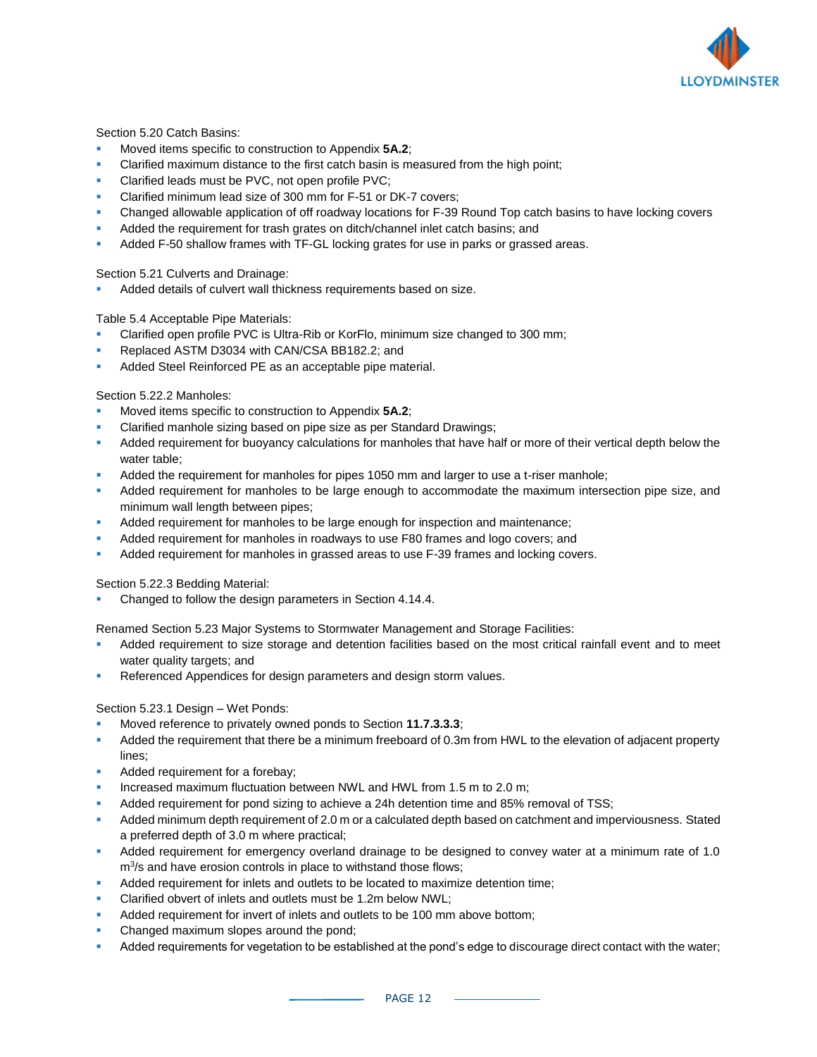Section 5.20 Catch Basins:

- Moved items specific to construction to Appendix **5A.2**;
- Clarified maximum distance to the first catch basin is measured from the high point;
- Clarified leads must be PVC, not open profile PVC;
- Clarified minimum lead size of 300 mm for F-51 or DK-7 covers;
- Changed allowable application of off roadway locations for F-39 Round Top catch basins to have locking covers
- Added the requirement for trash grates on ditch/channel inlet catch basins; and
- Added F-50 shallow frames with TF-GL locking grates for use in parks or grassed areas.

Section 5.21 Culverts and Drainage:

- Added details of culvert wall thickness requirements based on size.

Table 5.4 Acceptable Pipe Materials:

- Clarified open profile PVC is Ultra-Rib or KorFlo, minimum size changed to 300 mm;
- Replaced ASTM D3034 with CAN/CSA BB182.2; and
- Added Steel Reinforced PE as an acceptable pipe material.

Section 5.22.2 Manholes:

- Moved items specific to construction to Appendix **5A.2**;
- Clarified manhole sizing based on pipe size as per Standard Drawings;
- Added requirement for buoyancy calculations for manholes that have half or more of their vertical depth below the water table;
- Added the requirement for manholes for pipes 1050 mm and larger to use a t-riser manhole;
- Added requirement for manholes to be large enough to accommodate the maximum intersection pipe size, and minimum wall length between pipes;
- Added requirement for manholes to be large enough for inspection and maintenance;
- Added requirement for manholes in roadways to use F80 frames and logo covers; and
- Added requirement for manholes in grassed areas to use F-39 frames and locking covers.

Section 5.22.3 Bedding Material:

- Changed to follow the design parameters in Section 4.14.4.

Renamed Section 5.23 Major Systems to Stormwater Management and Storage Facilities:

- Added requirement to size storage and detention facilities based on the most critical rainfall event and to meet water quality targets; and
- Referenced Appendices for design parameters and design storm values.

Section 5.23.1 Design – Wet Ponds:

- Moved reference to privately owned ponds to Section **11.7.3.3.3**;
- Added the requirement that there be a minimum freeboard of 0.3m from HWL to the elevation of adjacent property lines;
- Added requirement for a forebay;
- Increased maximum fluctuation between NWL and HWL from 1.5 m to 2.0 m;
- Added requirement for pond sizing to achieve a 24h detention time and 85% removal of TSS;
- Added minimum depth requirement of 2.0 m or a calculated depth based on catchment and imperviousness. Stated a preferred depth of 3.0 m where practical;
- Added requirement for emergency overland drainage to be designed to convey water at a minimum rate of 1.0 $m^3$/s and have erosion controls in place to withstand those flows;
- Added requirement for inlets and outlets to be located to maximize detention time;
- Clarified obvert of inlets and outlets must be 1.2m below NWL;
- Added requirement for invert of inlets and outlets to be 100 mm above bottom;
- Changed maximum slopes around the pond;
- Added requirements for vegetation to be established at the pond's edge to discourage direct contact with the water;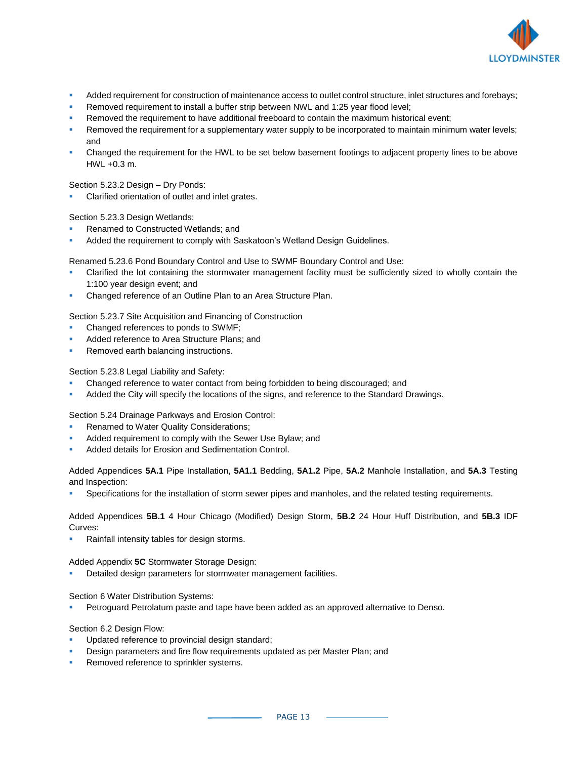- Added requirement for construction of maintenance access to outlet control structure, inlet structures and forebays;
- Removed requirement to install a buffer strip between NWL and 1:25 year flood level;
- Removed the requirement to have additional freeboard to contain the maximum historical event;
- Removed the requirement for a supplementary water supply to be incorporated to maintain minimum water levels; and
- Changed the requirement for the HWL to be set below basement footings to adjacent property lines to be above HWL +0.3 m.

Section 5.23.2 Design – Dry Ponds:

- Clarified orientation of outlet and inlet grates.

Section 5.23.3 Design Wetlands:

- Renamed to Constructed Wetlands; and
- Added the requirement to comply with Saskatoon's Wetland Design Guidelines.

Renamed 5.23.6 Pond Boundary Control and Use to SWMF Boundary Control and Use:

- Clarified the lot containing the stormwater management facility must be sufficiently sized to wholly contain the 1:100 year design event; and
- Changed reference of an Outline Plan to an Area Structure Plan.

Section 5.23.7 Site Acquisition and Financing of Construction

- Changed references to ponds to SWMF;
- Added reference to Area Structure Plans; and
- Removed earth balancing instructions.

Section 5.23.8 Legal Liability and Safety:

- Changed reference to water contact from being forbidden to being discouraged; and
- Added the City will specify the locations of the signs, and reference to the Standard Drawings.

Section 5.24 Drainage Parkways and Erosion Control:

- Renamed to Water Quality Considerations;
- Added requirement to comply with the Sewer Use Bylaw; and
- Added details for Erosion and Sedimentation Control.

Added Appendices **5A.1** Pipe Installation, **5A1.1** Bedding, **5A1.2** Pipe, **5A.2** Manhole Installation, and **5A.3** Testing and Inspection:

- Specifications for the installation of storm sewer pipes and manholes, and the related testing requirements.

Added Appendices **5B.1** 4 Hour Chicago (Modified) Design Storm, **5B.2** 24 Hour Huff Distribution, and **5B.3** IDF Curves:

- Rainfall intensity tables for design storms.

Added Appendix **5C** Stormwater Storage Design:

- Detailed design parameters for stormwater management facilities.

Section 6 Water Distribution Systems:

- Petroguard Petrolatum paste and tape have been added as an approved alternative to Denso.

Section 6.2 Design Flow:

- Updated reference to provincial design standard;
- Design parameters and fire flow requirements updated as per Master Plan; and
- Removed reference to sprinkler systems.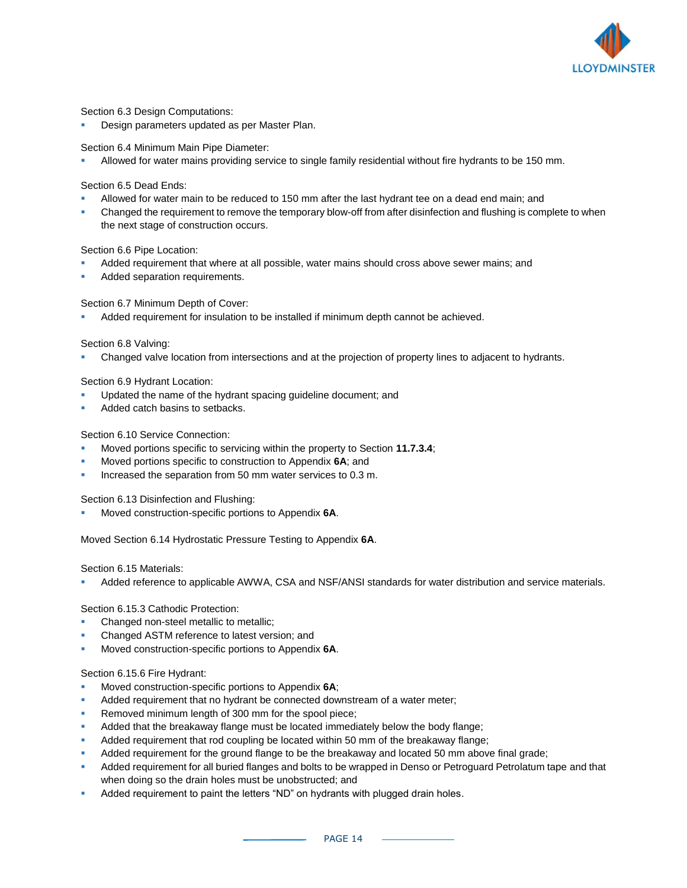Section 6.3 Design Computations:

- Design parameters updated as per Master Plan.

Section 6.4 Minimum Main Pipe Diameter:

- Allowed for water mains providing service to single family residential without fire hydrants to be 150 mm.

Section 6.5 Dead Ends:

- Allowed for water main to be reduced to 150 mm after the last hydrant tee on a dead end main; and
- Changed the requirement to remove the temporary blow-off from after disinfection and flushing is complete to when the next stage of construction occurs.

Section 6.6 Pipe Location:

- Added requirement that where at all possible, water mains should cross above sewer mains; and
- Added separation requirements.

Section 6.7 Minimum Depth of Cover:

- Added requirement for insulation to be installed if minimum depth cannot be achieved.

Section 6.8 Valving:

- Changed valve location from intersections and at the projection of property lines to adjacent to hydrants.

Section 6.9 Hydrant Location:

- Updated the name of the hydrant spacing guideline document; and
- Added catch basins to setbacks.

Section 6.10 Service Connection:

- Moved portions specific to servicing within the property to Section **11.7.3.4**;
- Moved portions specific to construction to Appendix **6A**; and
- Increased the separation from 50 mm water services to 0.3 m.

Section 6.13 Disinfection and Flushing:

- Moved construction-specific portions to Appendix **6A**.

Moved Section 6.14 Hydrostatic Pressure Testing to Appendix **6A**.

Section 6.15 Materials:

- Added reference to applicable AWWA, CSA and NSF/ANSI standards for water distribution and service materials.

Section 6.15.3 Cathodic Protection:

- Changed non-steel metallic to metallic;
- Changed ASTM reference to latest version; and
- Moved construction-specific portions to Appendix **6A**.

Section 6.15.6 Fire Hydrant:

- Moved construction-specific portions to Appendix **6A**;
- Added requirement that no hydrant be connected downstream of a water meter;
- Removed minimum length of 300 mm for the spool piece;
- Added that the breakaway flange must be located immediately below the body flange;
- Added requirement that rod coupling be located within 50 mm of the breakaway flange;
- Added requirement for the ground flange to be the breakaway and located 50 mm above final grade;
- Added requirement for all buried flanges and bolts to be wrapped in Denso or Petroguard Petrolatum tape and that when doing so the drain holes must be unobstructed; and
- Added requirement to paint the letters "ND" on hydrants with plugged drain holes.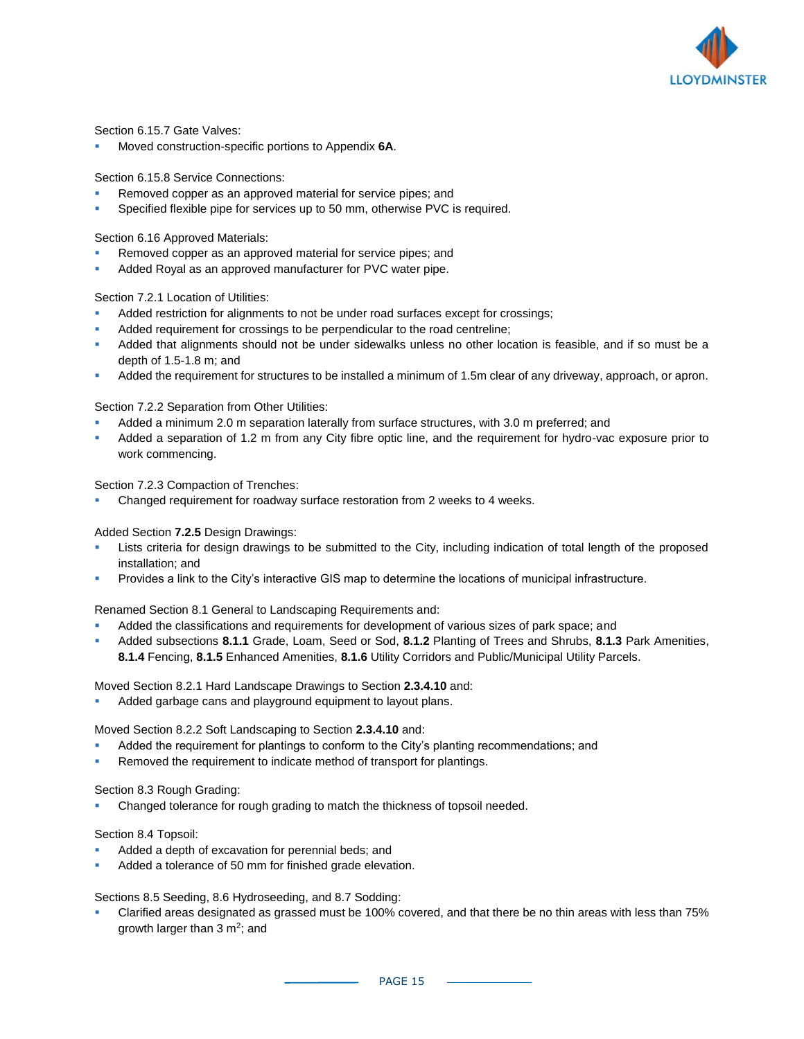Section 6.15.7 Gate Valves:

- Moved construction-specific portions to Appendix **6A**.

Section 6.15.8 Service Connections:

- Removed copper as an approved material for service pipes; and
- Specified flexible pipe for services up to 50 mm, otherwise PVC is required.

Section 6.16 Approved Materials:

- Removed copper as an approved material for service pipes; and
- Added Royal as an approved manufacturer for PVC water pipe.

Section 7.2.1 Location of Utilities:

- Added restriction for alignments to not be under road surfaces except for crossings;
- Added requirement for crossings to be perpendicular to the road centreline;
- Added that alignments should not be under sidewalks unless no other location is feasible, and if so must be a depth of 1.5-1.8 m; and
- Added the requirement for structures to be installed a minimum of 1.5m clear of any driveway, approach, or apron.

Section 7.2.2 Separation from Other Utilities:

- Added a minimum 2.0 m separation laterally from surface structures, with 3.0 m preferred; and
- Added a separation of 1.2 m from any City fibre optic line, and the requirement for hydro-vac exposure prior to work commencing.

Section 7.2.3 Compaction of Trenches:

- Changed requirement for roadway surface restoration from 2 weeks to 4 weeks.

Added Section **7.2.5** Design Drawings:

- Lists criteria for design drawings to be submitted to the City, including indication of total length of the proposed installation; and
- Provides a link to the City's interactive GIS map to determine the locations of municipal infrastructure.

Renamed Section 8.1 General to Landscaping Requirements and:

- Added the classifications and requirements for development of various sizes of park space; and
- Added subsections **8.1.1** Grade, Loam, Seed or Sod, **8.1.2** Planting of Trees and Shrubs, **8.1.3** Park Amenities, **8.1.4** Fencing, **8.1.5** Enhanced Amenities, **8.1.6** Utility Corridors and Public/Municipal Utility Parcels.

Moved Section 8.2.1 Hard Landscape Drawings to Section **2.3.4.10** and:

- Added garbage cans and playground equipment to layout plans.

Moved Section 8.2.2 Soft Landscaping to Section **2.3.4.10** and:

- Added the requirement for plantings to conform to the City's planting recommendations; and
- Removed the requirement to indicate method of transport for plantings.

Section 8.3 Rough Grading:

- Changed tolerance for rough grading to match the thickness of topsoil needed.

Section 8.4 Topsoil:

- Added a depth of excavation for perennial beds; and
- Added a tolerance of 50 mm for finished grade elevation.

Sections 8.5 Seeding, 8.6 Hydroseeding, and 8.7 Sodding:

- Clarified areas designated as grassed must be 100% covered, and that there be no thin areas with less than 75% growth larger than 3 $m^2$; and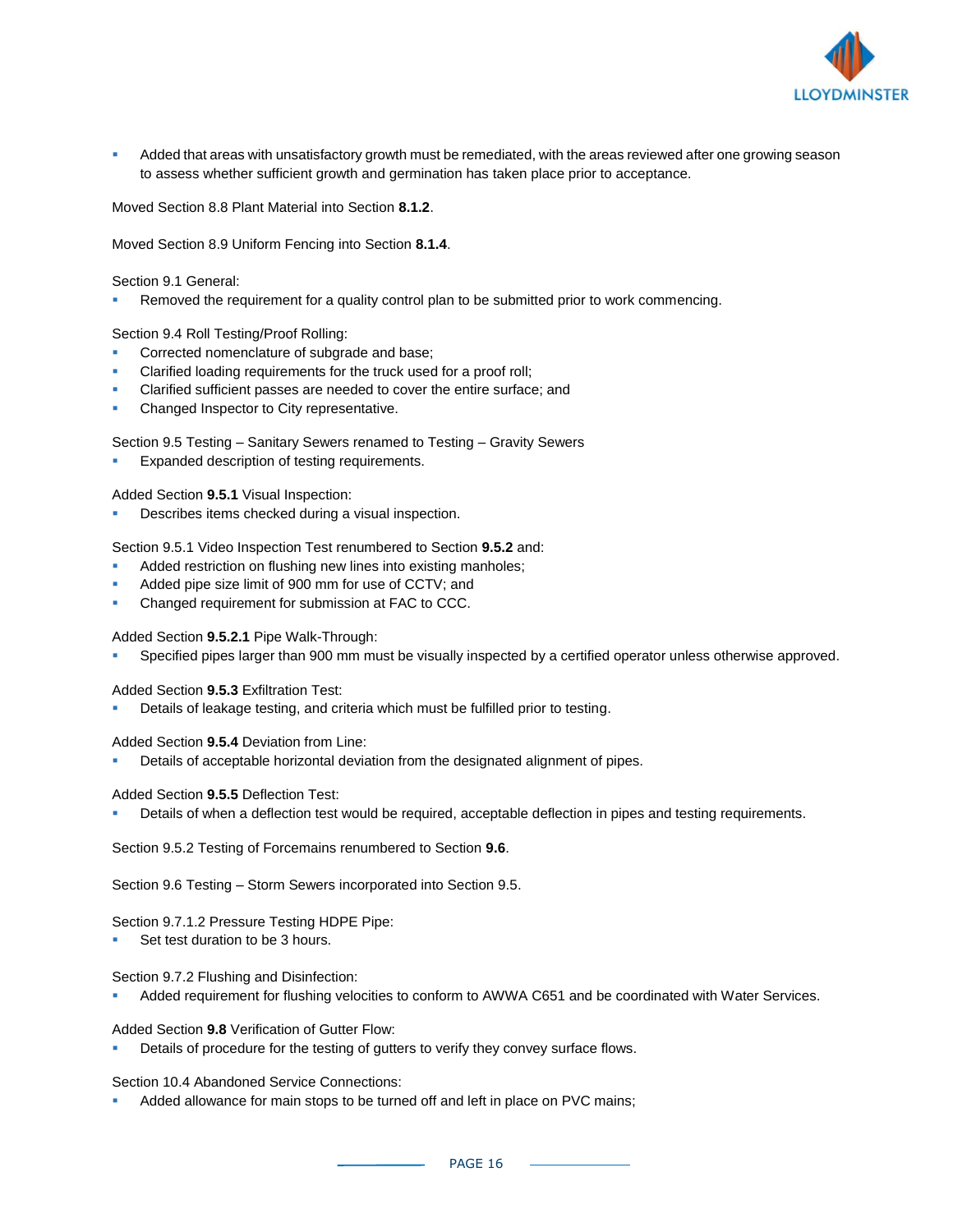- Added that areas with unsatisfactory growth must be remediated, with the areas reviewed after one growing season to assess whether sufficient growth and germination has taken place prior to acceptance.

Moved Section 8.8 Plant Material into Section **8.1.2**.

Moved Section 8.9 Uniform Fencing into Section **8.1.4**.

Section 9.1 General:

- Removed the requirement for a quality control plan to be submitted prior to work commencing.

Section 9.4 Roll Testing/Proof Rolling:

- Corrected nomenclature of subgrade and base;
- Clarified loading requirements for the truck used for a proof roll;
- Clarified sufficient passes are needed to cover the entire surface; and
- Changed Inspector to City representative.

Section 9.5 Testing – Sanitary Sewers renamed to Testing – Gravity Sewers

- Expanded description of testing requirements.

Added Section **9.5.1** Visual Inspection:

- Describes items checked during a visual inspection.

Section 9.5.1 Video Inspection Test renumbered to Section **9.5.2** and:

- Added restriction on flushing new lines into existing manholes;
- Added pipe size limit of 900 mm for use of CCTV; and
- Changed requirement for submission at FAC to CCC.

Added Section **9.5.2.1** Pipe Walk-Through:

- Specified pipes larger than 900 mm must be visually inspected by a certified operator unless otherwise approved.

Added Section **9.5.3** Exfiltration Test:

- Details of leakage testing, and criteria which must be fulfilled prior to testing.

Added Section **9.5.4** Deviation from Line:

- Details of acceptable horizontal deviation from the designated alignment of pipes.

Added Section **9.5.5** Deflection Test:

- Details of when a deflection test would be required, acceptable deflection in pipes and testing requirements.

Section 9.5.2 Testing of Forcemains renumbered to Section **9.6**.

Section 9.6 Testing – Storm Sewers incorporated into Section 9.5.

Section 9.7.1.2 Pressure Testing HDPE Pipe:

- Set test duration to be 3 hours.

Section 9.7.2 Flushing and Disinfection:

- Added requirement for flushing velocities to conform to AWWA C651 and be coordinated with Water Services.

Added Section **9.8** Verification of Gutter Flow:

- Details of procedure for the testing of gutters to verify they convey surface flows.

Section 10.4 Abandoned Service Connections:

- Added allowance for main stops to be turned off and left in place on PVC mains;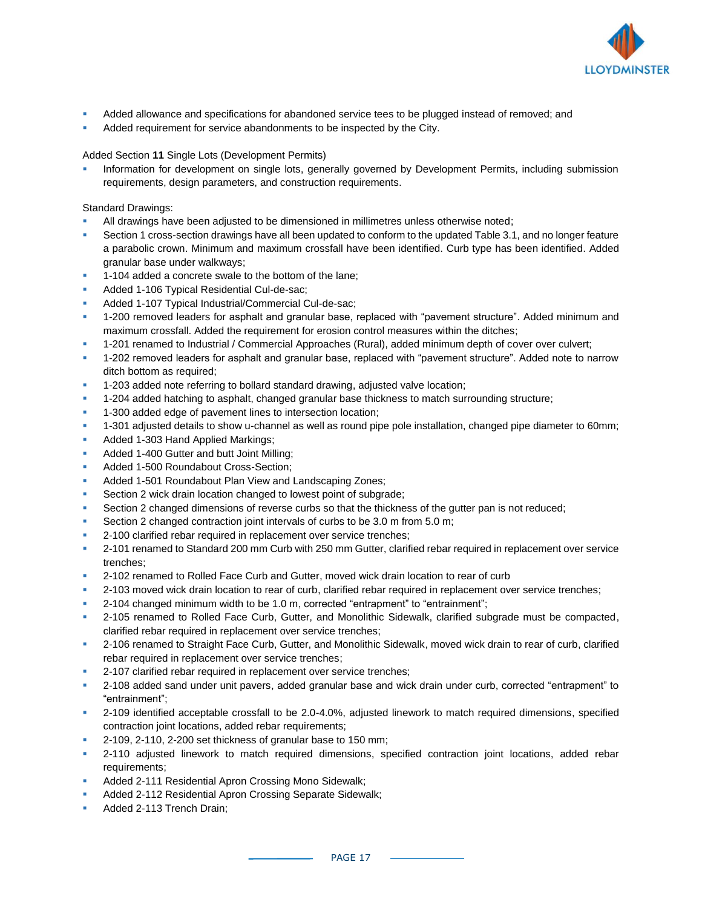- Added allowance and specifications for abandoned service tees to be plugged instead of removed; and
- Added requirement for service abandonments to be inspected by the City.

Added Section **11** Single Lots (Development Permits)

- Information for development on single lots, generally governed by Development Permits, including submission requirements, design parameters, and construction requirements.

Standard Drawings:

- All drawings have been adjusted to be dimensioned in millimetres unless otherwise noted;
- Section 1 cross-section drawings have all been updated to conform to the updated Table 3.1, and no longer feature a parabolic crown. Minimum and maximum crossfall have been identified. Curb type has been identified. Added granular base under walkways;
- 1-104 added a concrete swale to the bottom of the lane;
- Added 1-106 Typical Residential Cul-de-sac;
- Added 1-107 Typical Industrial/Commercial Cul-de-sac;
- 1-200 removed leaders for asphalt and granular base, replaced with "pavement structure". Added minimum and maximum crossfall. Added the requirement for erosion control measures within the ditches;
- 1-201 renamed to Industrial / Commercial Approaches (Rural), added minimum depth of cover over culvert;
- 1-202 removed leaders for asphalt and granular base, replaced with "pavement structure". Added note to narrow ditch bottom as required;
- 1-203 added note referring to bollard standard drawing, adjusted valve location;
- 1-204 added hatching to asphalt, changed granular base thickness to match surrounding structure;
- 1-300 added edge of pavement lines to intersection location;
- 1-301 adjusted details to show u-channel as well as round pipe pole installation, changed pipe diameter to 60mm;
- Added 1-303 Hand Applied Markings;
- Added 1-400 Gutter and butt Joint Milling;
- Added 1-500 Roundabout Cross-Section;
- Added 1-501 Roundabout Plan View and Landscaping Zones;
- Section 2 wick drain location changed to lowest point of subgrade;
- Section 2 changed dimensions of reverse curbs so that the thickness of the gutter pan is not reduced;
- Section 2 changed contraction joint intervals of curbs to be 3.0 m from 5.0 m;
- 2-100 clarified rebar required in replacement over service trenches;
- 2-101 renamed to Standard 200 mm Curb with 250 mm Gutter, clarified rebar required in replacement over service trenches;
- 2-102 renamed to Rolled Face Curb and Gutter, moved wick drain location to rear of curb
- 2-103 moved wick drain location to rear of curb, clarified rebar required in replacement over service trenches;
- 2-104 changed minimum width to be 1.0 m, corrected "entrapment" to "entrainment";
- 2-105 renamed to Rolled Face Curb, Gutter, and Monolithic Sidewalk, clarified subgrade must be compacted, clarified rebar required in replacement over service trenches;
- 2-106 renamed to Straight Face Curb, Gutter, and Monolithic Sidewalk, moved wick drain to rear of curb, clarified rebar required in replacement over service trenches;
- 2-107 clarified rebar required in replacement over service trenches;
- 2-108 added sand under unit pavers, added granular base and wick drain under curb, corrected "entrapment" to "entrainment";
- 2-109 identified acceptable crossfall to be 2.0-4.0%, adjusted linework to match required dimensions, specified contraction joint locations, added rebar requirements;
- 2-109, 2-110, 2-200 set thickness of granular base to 150 mm;
- 2-110 adjusted linework to match required dimensions, specified contraction joint locations, added rebar requirements;
- Added 2-111 Residential Apron Crossing Mono Sidewalk;
- Added 2-112 Residential Apron Crossing Separate Sidewalk;
- Added 2-113 Trench Drain;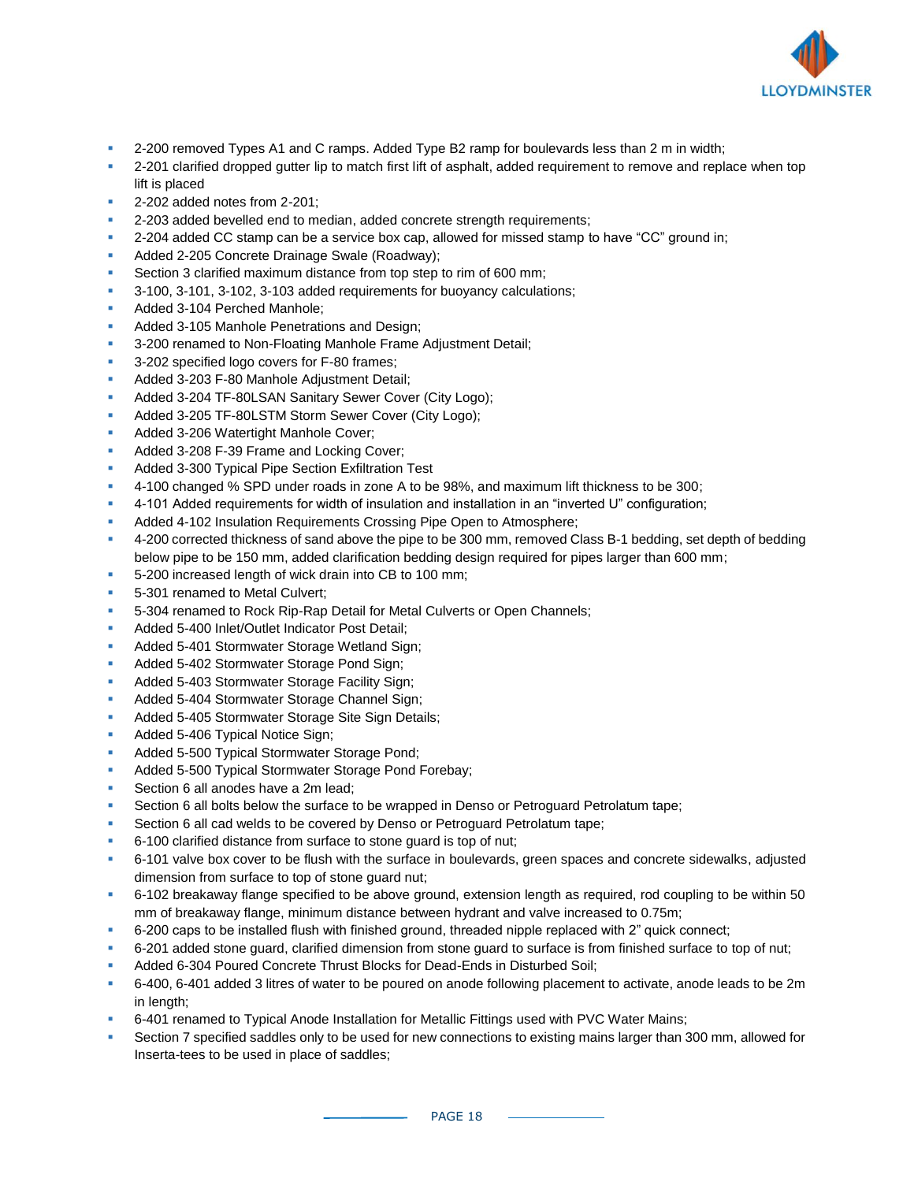- 2-200 removed Types A1 and C ramps. Added Type B2 ramp for boulevards less than 2 m in width;
- 2-201 clarified dropped gutter lip to match first lift of asphalt, added requirement to remove and replace when top lift is placed
- 2-202 added notes from 2-201;
- 2-203 added bevelled end to median, added concrete strength requirements;
- 2-204 added CC stamp can be a service box cap, allowed for missed stamp to have "CC" ground in;
- Added 2-205 Concrete Drainage Swale (Roadway);
- Section 3 clarified maximum distance from top step to rim of 600 mm;
- 3-100, 3-101, 3-102, 3-103 added requirements for buoyancy calculations;
- Added 3-104 Perched Manhole;
- Added 3-105 Manhole Penetrations and Design;
- 3-200 renamed to Non-Floating Manhole Frame Adjustment Detail;
- 3-202 specified logo covers for F-80 frames;
- Added 3-203 F-80 Manhole Adjustment Detail;
- Added 3-204 TF-80LSAN Sanitary Sewer Cover (City Logo);
- Added 3-205 TF-80LSTM Storm Sewer Cover (City Logo);
- Added 3-206 Watertight Manhole Cover;
- Added 3-208 F-39 Frame and Locking Cover;
- Added 3-300 Typical Pipe Section Exfiltration Test
- 4-100 changed % SPD under roads in zone A to be 98%, and maximum lift thickness to be 300;
- 4-101 Added requirements for width of insulation and installation in an "inverted U" configuration;
- Added 4-102 Insulation Requirements Crossing Pipe Open to Atmosphere;
- 4-200 corrected thickness of sand above the pipe to be 300 mm, removed Class B-1 bedding, set depth of bedding below pipe to be 150 mm, added clarification bedding design required for pipes larger than 600 mm;
- 5-200 increased length of wick drain into CB to 100 mm;
- 5-301 renamed to Metal Culvert;
- 5-304 renamed to Rock Rip-Rap Detail for Metal Culverts or Open Channels;
- Added 5-400 Inlet/Outlet Indicator Post Detail;
- Added 5-401 Stormwater Storage Wetland Sign;
- Added 5-402 Stormwater Storage Pond Sign;
- Added 5-403 Stormwater Storage Facility Sign;
- Added 5-404 Stormwater Storage Channel Sign;
- Added 5-405 Stormwater Storage Site Sign Details;
- Added 5-406 Typical Notice Sign;
- Added 5-500 Typical Stormwater Storage Pond;
- Added 5-500 Typical Stormwater Storage Pond Forebay;
- Section 6 all anodes have a 2m lead;
- Section 6 all bolts below the surface to be wrapped in Denso or Petroguard Petrolatum tape;
- Section 6 all cad welds to be covered by Denso or Petroguard Petrolatum tape;
- 6-100 clarified distance from surface to stone guard is top of nut;
- 6-101 valve box cover to be flush with the surface in boulevards, green spaces and concrete sidewalks, adjusted dimension from surface to top of stone guard nut;
- 6-102 breakaway flange specified to be above ground, extension length as required, rod coupling to be within 50 mm of breakaway flange, minimum distance between hydrant and valve increased to 0.75m;
- 6-200 caps to be installed flush with finished ground, threaded nipple replaced with 2" quick connect;
- 6-201 added stone guard, clarified dimension from stone guard to surface is from finished surface to top of nut;
- Added 6-304 Poured Concrete Thrust Blocks for Dead-Ends in Disturbed Soil;
- 6-400, 6-401 added 3 litres of water to be poured on anode following placement to activate, anode leads to be 2m in length;
- 6-401 renamed to Typical Anode Installation for Metallic Fittings used with PVC Water Mains;
- Section 7 specified saddles only to be used for new connections to existing mains larger than 300 mm, allowed for Inserta-tees to be used in place of saddles;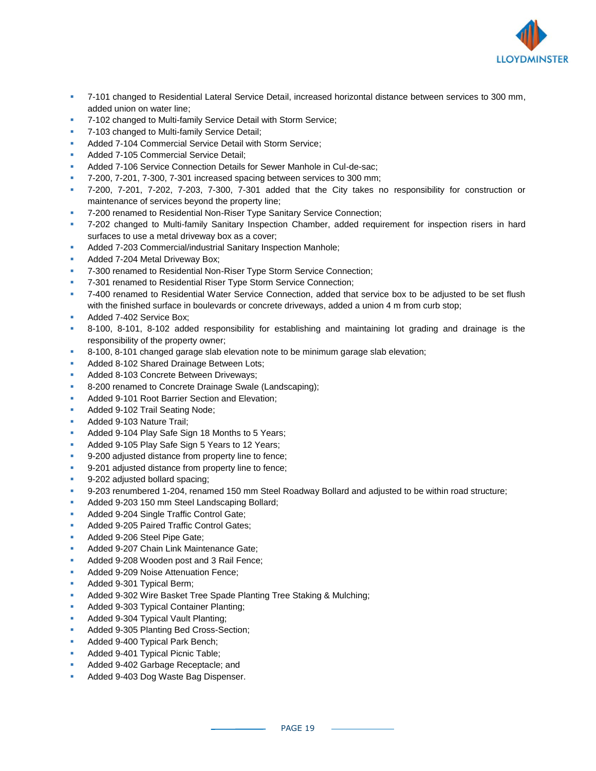- 7-101 changed to Residential Lateral Service Detail, increased horizontal distance between services to 300 mm, added union on water line;
- 7-102 changed to Multi-family Service Detail with Storm Service;
- 7-103 changed to Multi-family Service Detail;
- Added 7-104 Commercial Service Detail with Storm Service;
- Added 7-105 Commercial Service Detail;
- Added 7-106 Service Connection Details for Sewer Manhole in Cul-de-sac;
- 7-200, 7-201, 7-300, 7-301 increased spacing between services to 300 mm;
- 7-200, 7-201, 7-202, 7-203, 7-300, 7-301 added that the City takes no responsibility for construction or maintenance of services beyond the property line;
- 7-200 renamed to Residential Non-Riser Type Sanitary Service Connection;
- 7-202 changed to Multi-family Sanitary Inspection Chamber, added requirement for inspection risers in hard surfaces to use a metal driveway box as a cover;
- Added 7-203 Commercial/industrial Sanitary Inspection Manhole;
- Added 7-204 Metal Driveway Box;
- 7-300 renamed to Residential Non-Riser Type Storm Service Connection;
- 7-301 renamed to Residential Riser Type Storm Service Connection;
- 7-400 renamed to Residential Water Service Connection, added that service box to be adjusted to be set flush with the finished surface in boulevards or concrete driveways, added a union 4 m from curb stop;
- Added 7-402 Service Box;
- 8-100, 8-101, 8-102 added responsibility for establishing and maintaining lot grading and drainage is the responsibility of the property owner;
- 8-100, 8-101 changed garage slab elevation note to be minimum garage slab elevation;
- Added 8-102 Shared Drainage Between Lots;
- Added 8-103 Concrete Between Driveways;
- 8-200 renamed to Concrete Drainage Swale (Landscaping);
- Added 9-101 Root Barrier Section and Elevation;
- Added 9-102 Trail Seating Node;
- Added 9-103 Nature Trail;
- Added 9-104 Play Safe Sign 18 Months to 5 Years;
- Added 9-105 Play Safe Sign 5 Years to 12 Years;
- 9-200 adjusted distance from property line to fence;
- 9-201 adjusted distance from property line to fence;
- 9-202 adjusted bollard spacing;
- 9-203 renumbered 1-204, renamed 150 mm Steel Roadway Bollard and adjusted to be within road structure;
- Added 9-203 150 mm Steel Landscaping Bollard;
- Added 9-204 Single Traffic Control Gate;
- Added 9-205 Paired Traffic Control Gates;
- Added 9-206 Steel Pipe Gate;
- Added 9-207 Chain Link Maintenance Gate;
- Added 9-208 Wooden post and 3 Rail Fence;
- Added 9-209 Noise Attenuation Fence;
- Added 9-301 Typical Berm;
- Added 9-302 Wire Basket Tree Spade Planting Tree Staking & Mulching;
- Added 9-303 Typical Container Planting;
- Added 9-304 Typical Vault Planting;
- Added 9-305 Planting Bed Cross-Section;
- Added 9-400 Typical Park Bench;
- Added 9-401 Typical Picnic Table;
- Added 9-402 Garbage Receptacle; and
- Added 9-403 Dog Waste Bag Dispenser.